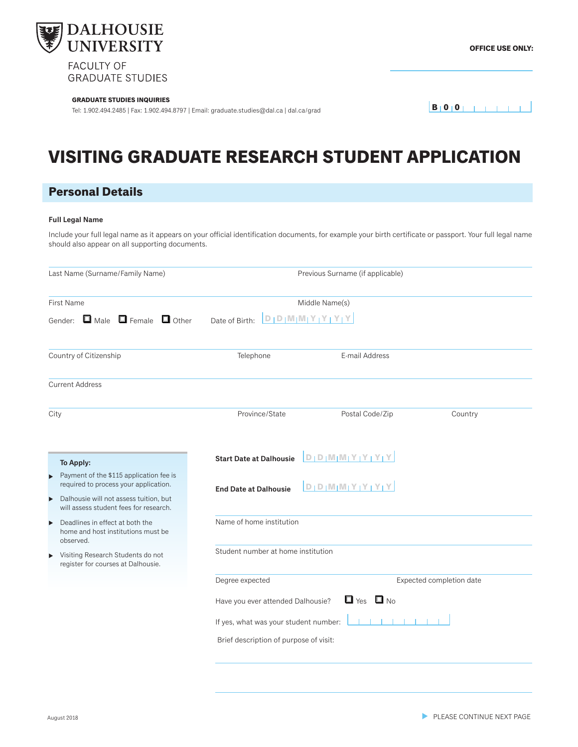**DALHOUSIE UNIVERSITY**

FACULTY OF GRADUATE STUDIES

**GRADUATE STUDIES INQUIRIES**

Tel: 1.902.494.2485 | Fax: 1.902.494.8797 | Email: graduate.studies@dal.ca | dal.ca/grad

**OFFICE USE ONLY:**

B 0 0

# VISITING GRADUATE RESEARCH STUDENT APPLICATION

## Personal Details

**Full Legal Name**

Include your full legal name as it appears on your official identification documents, for example your birth certificate or passport. Your full legal name should also appear on all supporting documents.

Last Name (Surname/Family Name) | Previous Surname (if applicable)

First Name | Middle Name(s)

Gender: ☐ Male ☐ Female ☐ Other    Date of Birth: D D M M Y Y Y Y

Country of Citizenship | Telephone | E-mail Address

Current Address

City | Province/State | Postal Code/Zip | Country

**To Apply:**

- Payment of the $115 application fee is required to process your application.
- Dalhousie will not assess tuition, but will assess student fees for research.
- Deadlines in effect at both the home and host institutions must be observed.
- Visiting Research Students do not register for courses at Dalhousie.

**Start Date at Dalhousie** D D M M Y Y Y Y

**End Date at Dalhousie** D D M M Y Y Y Y

Name of home institution

Student number at home institution

Degree expected | Expected completion date

Have you ever attended Dalhousie? ☐ Yes ☐ No

If yes, what was your student number:

Brief description of purpose of visit:

August 2018

PLEASE CONTINUE NEXT PAGE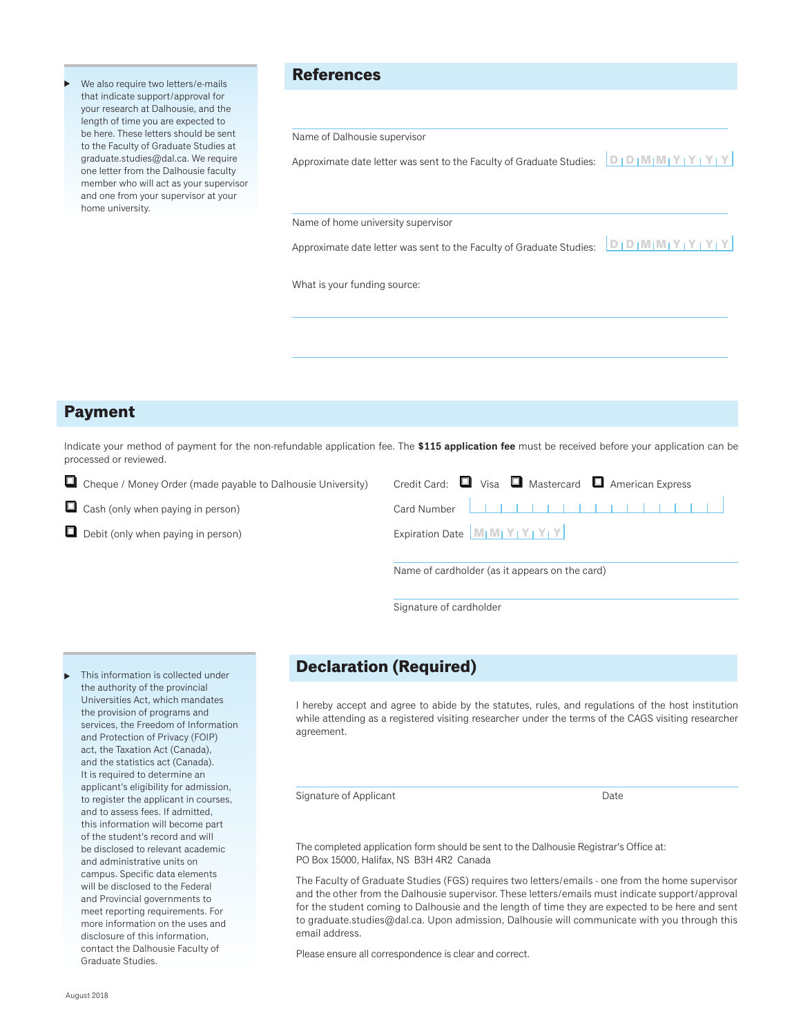- We also require two letters/e-mails that indicate support/approval for your research at Dalhousie, and the length of time you are expected to be here. These letters should be sent to the Faculty of Graduate Studies at graduate.studies@dal.ca. We require one letter from the Dalhousie faculty member who will act as your supervisor and one from your supervisor at your home university.

## References

Name of Dalhousie supervisor

Approximate date letter was sent to the Faculty of Graduate Studies: D D M M Y Y Y Y

Name of home university supervisor

Approximate date letter was sent to the Faculty of Graduate Studies: D D M M Y Y Y Y

What is your funding source:

## Payment

Indicate your method of payment for the non-refundable application fee. The **$115 application fee** must be received before your application can be processed or reviewed.

- ☐ Cheque / Money Order (made payable to Dalhousie University)
- ☐ Cash (only when paying in person)
- ☐ Debit (only when paying in person)

Credit Card: ☐ Visa ☐ Mastercard ☐ American Express

Card Number

Expiration Date M M Y Y Y Y

Name of cardholder (as it appears on the card)

Signature of cardholder

- This information is collected under the authority of the provincial Universities Act, which mandates the provision of programs and services, the Freedom of Information and Protection of Privacy (FOIP) act, the Taxation Act (Canada), and the statistics act (Canada). It is required to determine an applicant's eligibility for admission, to register the applicant in courses, and to assess fees. If admitted, this information will become part of the student's record and will be disclosed to relevant academic and administrative units on campus. Specific data elements will be disclosed to the Federal and Provincial governments to meet reporting requirements. For more information on the uses and disclosure of this information, contact the Dalhousie Faculty of Graduate Studies.

## Declaration (Required)

I hereby accept and agree to abide by the statutes, rules, and regulations of the host institution while attending as a registered visiting researcher under the terms of the CAGS visiting researcher agreement.

Signature of Applicant Date

The completed application form should be sent to the Dalhousie Registrar's Office at:
PO Box 15000, Halifax, NS B3H 4R2 Canada

The Faculty of Graduate Studies (FGS) requires two letters/emails - one from the home supervisor and the other from the Dalhousie supervisor. These letters/emails must indicate support/approval for the student coming to Dalhousie and the length of time they are expected to be here and sent to graduate.studies@dal.ca. Upon admission, Dalhousie will communicate with you through this email address.

Please ensure all correspondence is clear and correct.

August 2018